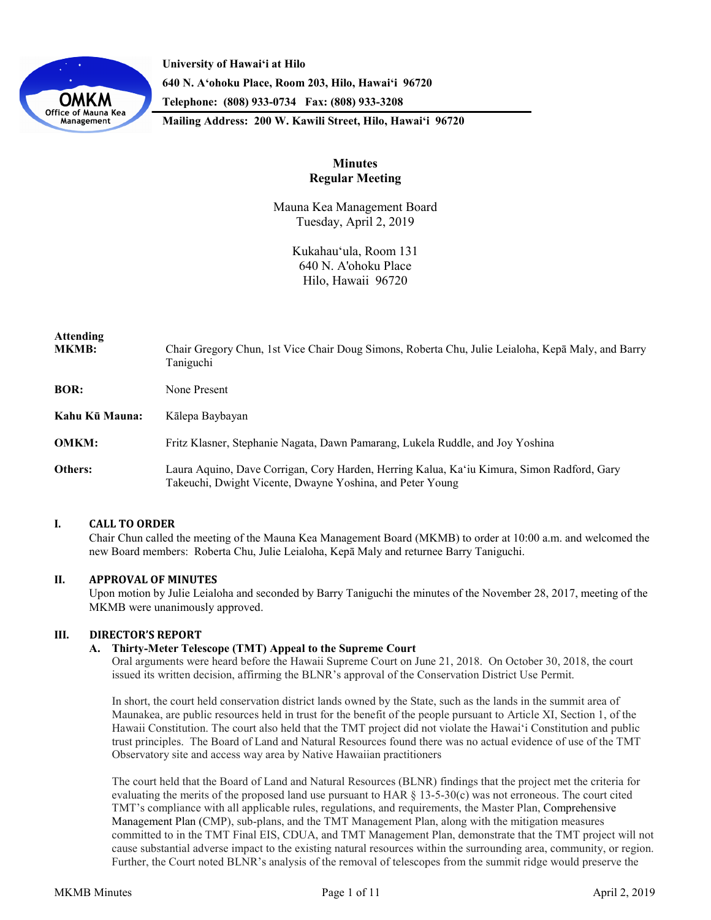**University of Hawaiʻi at Hilo**
**640 N. Aʻohoku Place, Room 203, Hilo, Hawaiʻi 96720**
**Telephone: (808) 933-0734 Fax: (808) 933-3208**
**Mailing Address: 200 W. Kawili Street, Hilo, Hawaiʻi 96720**

# Minutes
## Regular Meeting

Mauna Kea Management Board
Tuesday, April 2, 2019

Kukahauʻula, Room 131
640 N. A'ohoku Place
Hilo, Hawaii 96720

| **Attending** | |
|---|---|
| **MKMB:** | Chair Gregory Chun, 1st Vice Chair Doug Simons, Roberta Chu, Julie Leialoha, Kepā Maly, and Barry Taniguchi |
| **BOR:** | None Present |
| **Kahu Kū Mauna:** | Kālepa Baybayan |
| **OMKM:** | Fritz Klasner, Stephanie Nagata, Dawn Pamarang, Lukela Ruddle, and Joy Yoshina |
| **Others:** | Laura Aquino, Dave Corrigan, Cory Harden, Herring Kalua, Kaʻiu Kimura, Simon Radford, Gary Takeuchi, Dwight Vicente, Dwayne Yoshina, and Peter Young |

### I. CALL TO ORDER

Chair Chun called the meeting of the Mauna Kea Management Board (MKMB) to order at 10:00 a.m. and welcomed the new Board members: Roberta Chu, Julie Leialoha, Kepā Maly and returnee Barry Taniguchi.

### II. APPROVAL OF MINUTES

Upon motion by Julie Leialoha and seconded by Barry Taniguchi the minutes of the November 28, 2017, meeting of the MKMB were unanimously approved.

### III. DIRECTOR'S REPORT

#### A. Thirty-Meter Telescope (TMT) Appeal to the Supreme Court

Oral arguments were heard before the Hawaii Supreme Court on June 21, 2018. On October 30, 2018, the court issued its written decision, affirming the BLNR's approval of the Conservation District Use Permit.

In short, the court held conservation district lands owned by the State, such as the lands in the summit area of Maunakea, are public resources held in trust for the benefit of the people pursuant to Article XI, Section 1, of the Hawaii Constitution. The court also held that the TMT project did not violate the Hawaiʻi Constitution and public trust principles. The Board of Land and Natural Resources found there was no actual evidence of use of the TMT Observatory site and access way area by Native Hawaiian practitioners

The court held that the Board of Land and Natural Resources (BLNR) findings that the project met the criteria for evaluating the merits of the proposed land use pursuant to HAR § 13-5-30(c) was not erroneous. The court cited TMT's compliance with all applicable rules, regulations, and requirements, the Master Plan, Comprehensive Management Plan (CMP), sub-plans, and the TMT Management Plan, along with the mitigation measures committed to in the TMT Final EIS, CDUA, and TMT Management Plan, demonstrate that the TMT project will not cause substantial adverse impact to the existing natural resources within the surrounding area, community, or region. Further, the Court noted BLNR's analysis of the removal of telescopes from the summit ridge would preserve the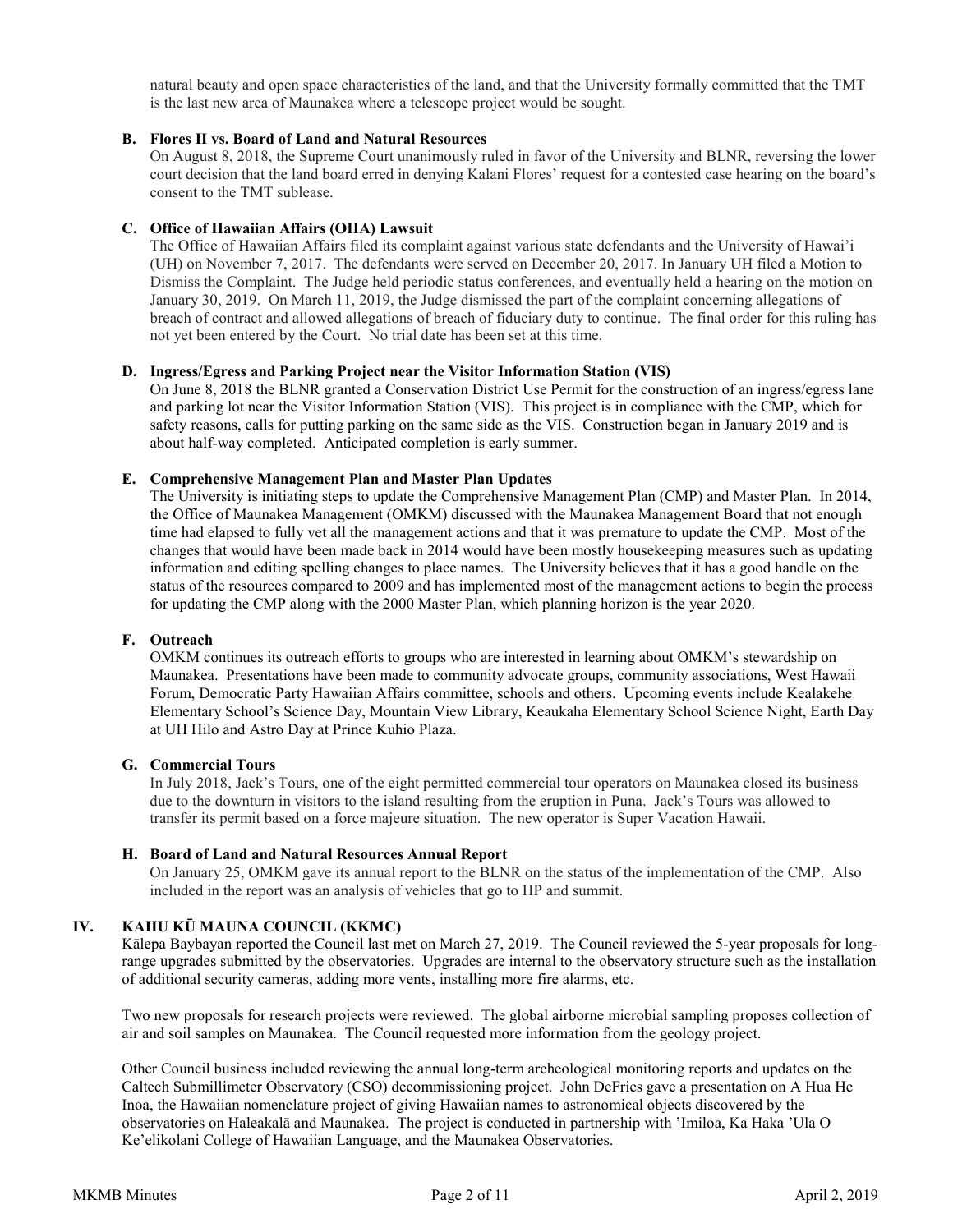natural beauty and open space characteristics of the land, and that the University formally committed that the TMT is the last new area of Maunakea where a telescope project would be sought.

### B. Flores II vs. Board of Land and Natural Resources

On August 8, 2018, the Supreme Court unanimously ruled in favor of the University and BLNR, reversing the lower court decision that the land board erred in denying Kalani Flores' request for a contested case hearing on the board's consent to the TMT sublease.

### C. Office of Hawaiian Affairs (OHA) Lawsuit

The Office of Hawaiian Affairs filed its complaint against various state defendants and the University of Hawai'i (UH) on November 7, 2017. The defendants were served on December 20, 2017. In January UH filed a Motion to Dismiss the Complaint. The Judge held periodic status conferences, and eventually held a hearing on the motion on January 30, 2019. On March 11, 2019, the Judge dismissed the part of the complaint concerning allegations of breach of contract and allowed allegations of breach of fiduciary duty to continue. The final order for this ruling has not yet been entered by the Court. No trial date has been set at this time.

### D. Ingress/Egress and Parking Project near the Visitor Information Station (VIS)

On June 8, 2018 the BLNR granted a Conservation District Use Permit for the construction of an ingress/egress lane and parking lot near the Visitor Information Station (VIS). This project is in compliance with the CMP, which for safety reasons, calls for putting parking on the same side as the VIS. Construction began in January 2019 and is about half-way completed. Anticipated completion is early summer.

### E. Comprehensive Management Plan and Master Plan Updates

The University is initiating steps to update the Comprehensive Management Plan (CMP) and Master Plan. In 2014, the Office of Maunakea Management (OMKM) discussed with the Maunakea Management Board that not enough time had elapsed to fully vet all the management actions and that it was premature to update the CMP. Most of the changes that would have been made back in 2014 would have been mostly housekeeping measures such as updating information and editing spelling changes to place names. The University believes that it has a good handle on the status of the resources compared to 2009 and has implemented most of the management actions to begin the process for updating the CMP along with the 2000 Master Plan, which planning horizon is the year 2020.

### F. Outreach

OMKM continues its outreach efforts to groups who are interested in learning about OMKM's stewardship on Maunakea. Presentations have been made to community advocate groups, community associations, West Hawaii Forum, Democratic Party Hawaiian Affairs committee, schools and others. Upcoming events include Kealakehe Elementary School's Science Day, Mountain View Library, Keaukaha Elementary School Science Night, Earth Day at UH Hilo and Astro Day at Prince Kuhio Plaza.

### G. Commercial Tours

In July 2018, Jack's Tours, one of the eight permitted commercial tour operators on Maunakea closed its business due to the downturn in visitors to the island resulting from the eruption in Puna. Jack's Tours was allowed to transfer its permit based on a force majeure situation. The new operator is Super Vacation Hawaii.

### H. Board of Land and Natural Resources Annual Report

On January 25, OMKM gave its annual report to the BLNR on the status of the implementation of the CMP. Also included in the report was an analysis of vehicles that go to HP and summit.

## IV. KAHU KŪ MAUNA COUNCIL (KKMC)

Kālepa Baybayan reported the Council last met on March 27, 2019. The Council reviewed the 5-year proposals for long-range upgrades submitted by the observatories. Upgrades are internal to the observatory structure such as the installation of additional security cameras, adding more vents, installing more fire alarms, etc.

Two new proposals for research projects were reviewed. The global airborne microbial sampling proposes collection of air and soil samples on Maunakea. The Council requested more information from the geology project.

Other Council business included reviewing the annual long-term archeological monitoring reports and updates on the Caltech Submillimeter Observatory (CSO) decommissioning project. John DeFries gave a presentation on A Hua He Inoa, the Hawaiian nomenclature project of giving Hawaiian names to astronomical objects discovered by the observatories on Haleakalā and Maunakea. The project is conducted in partnership with 'Imiloa, Ka Haka 'Ula O Ke'elikolani College of Hawaiian Language, and the Maunakea Observatories.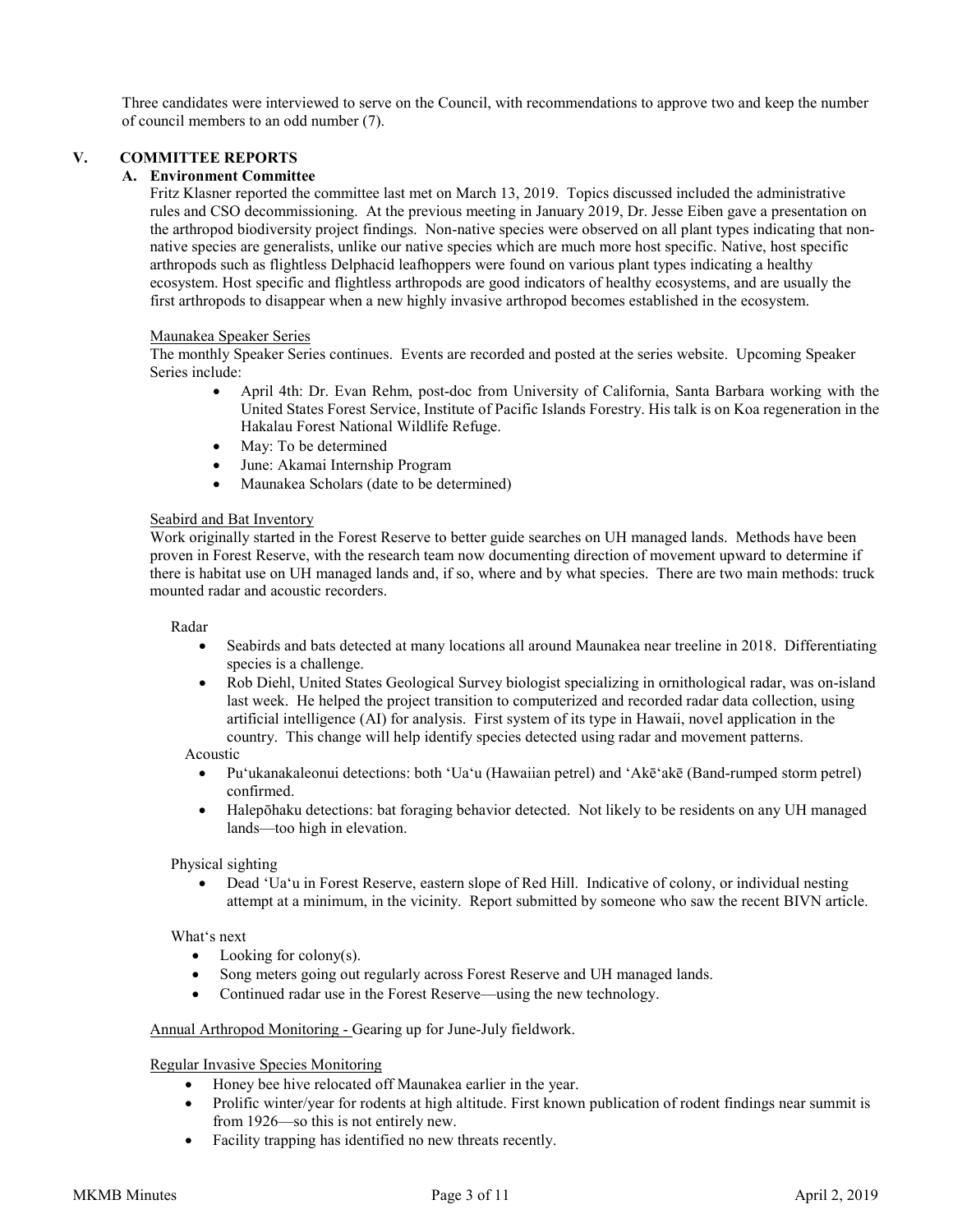Three candidates were interviewed to serve on the Council, with recommendations to approve two and keep the number of council members to an odd number (7).

## V. COMMITTEE REPORTS

### A. Environment Committee

Fritz Klasner reported the committee last met on March 13, 2019. Topics discussed included the administrative rules and CSO decommissioning. At the previous meeting in January 2019, Dr. Jesse Eiben gave a presentation on the arthropod biodiversity project findings. Non-native species were observed on all plant types indicating that non-native species are generalists, unlike our native species which are much more host specific. Native, host specific arthropods such as flightless Delphacid leafhoppers were found on various plant types indicating a healthy ecosystem. Host specific and flightless arthropods are good indicators of healthy ecosystems, and are usually the first arthropods to disappear when a new highly invasive arthropod becomes established in the ecosystem.

Maunakea Speaker Series

The monthly Speaker Series continues. Events are recorded and posted at the series website. Upcoming Speaker Series include:

- April 4th: Dr. Evan Rehm, post-doc from University of California, Santa Barbara working with the United States Forest Service, Institute of Pacific Islands Forestry. His talk is on Koa regeneration in the Hakalau Forest National Wildlife Refuge.
- May: To be determined
- June: Akamai Internship Program
- Maunakea Scholars (date to be determined)

Seabird and Bat Inventory

Work originally started in the Forest Reserve to better guide searches on UH managed lands. Methods have been proven in Forest Reserve, with the research team now documenting direction of movement upward to determine if there is habitat use on UH managed lands and, if so, where and by what species. There are two main methods: truck mounted radar and acoustic recorders.

Radar

- Seabirds and bats detected at many locations all around Maunakea near treeline in 2018. Differentiating species is a challenge.
- Rob Diehl, United States Geological Survey biologist specializing in ornithological radar, was on-island last week. He helped the project transition to computerized and recorded radar data collection, using artificial intelligence (AI) for analysis. First system of its type in Hawaii, novel application in the country. This change will help identify species detected using radar and movement patterns.

Acoustic

- Puʻukanakaleonui detections: both ʻUaʻu (Hawaiian petrel) and ʻAkēʻakē (Band-rumped storm petrel) confirmed.
- Halepōhaku detections: bat foraging behavior detected. Not likely to be residents on any UH managed lands—too high in elevation.

Physical sighting

- Dead ʻUaʻu in Forest Reserve, eastern slope of Red Hill. Indicative of colony, or individual nesting attempt at a minimum, in the vicinity. Report submitted by someone who saw the recent BIVN article.

Whatʻs next

- Looking for colony(s).
- Song meters going out regularly across Forest Reserve and UH managed lands.
- Continued radar use in the Forest Reserve—using the new technology.

Annual Arthropod Monitoring - Gearing up for June-July fieldwork.

Regular Invasive Species Monitoring

- Honey bee hive relocated off Maunakea earlier in the year.
- Prolific winter/year for rodents at high altitude. First known publication of rodent findings near summit is from 1926—so this is not entirely new.
- Facility trapping has identified no new threats recently.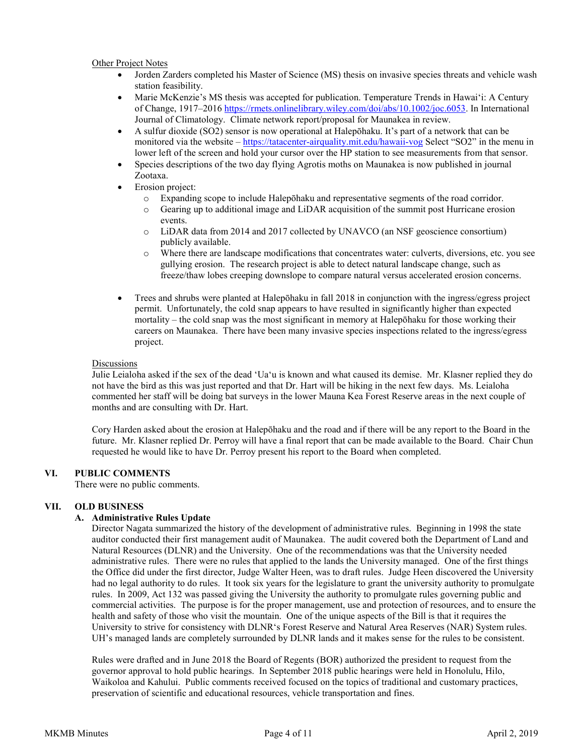Other Project Notes

- Jorden Zarders completed his Master of Science (MS) thesis on invasive species threats and vehicle wash station feasibility.
- Marie McKenzie's MS thesis was accepted for publication. Temperature Trends in Hawaiʻi: A Century of Change, 1917–2016 https://rmets.onlinelibrary.wiley.com/doi/abs/10.1002/joc.6053. In International Journal of Climatology. Climate network report/proposal for Maunakea in review.
- A sulfur dioxide ($SO_2$) sensor is now operational at Halepōhaku. It's part of a network that can be monitored via the website – https://tatacenter-airquality.mit.edu/hawaii-vog Select "SO2" in the menu in lower left of the screen and hold your cursor over the HP station to see measurements from that sensor.
- Species descriptions of the two day flying Agrotis moths on Maunakea is now published in journal Zootaxa.
- Erosion project:
  - Expanding scope to include Halepōhaku and representative segments of the road corridor.
  - Gearing up to additional image and LiDAR acquisition of the summit post Hurricane erosion events.
  - LiDAR data from 2014 and 2017 collected by UNAVCO (an NSF geoscience consortium) publicly available.
  - Where there are landscape modifications that concentrates water: culverts, diversions, etc. you see gullying erosion. The research project is able to detect natural landscape change, such as freeze/thaw lobes creeping downslope to compare natural versus accelerated erosion concerns.

- Trees and shrubs were planted at Halepōhaku in fall 2018 in conjunction with the ingress/egress project permit. Unfortunately, the cold snap appears to have resulted in significantly higher than expected mortality – the cold snap was the most significant in memory at Halepōhaku for those working their careers on Maunakea. There have been many invasive species inspections related to the ingress/egress project.

Discussions

Julie Leialoha asked if the sex of the dead ʻUaʻu is known and what caused its demise. Mr. Klasner replied they do not have the bird as this was just reported and that Dr. Hart will be hiking in the next few days. Ms. Leialoha commented her staff will be doing bat surveys in the lower Mauna Kea Forest Reserve areas in the next couple of months and are consulting with Dr. Hart.

Cory Harden asked about the erosion at Halepōhaku and the road and if there will be any report to the Board in the future. Mr. Klasner replied Dr. Perroy will have a final report that can be made available to the Board. Chair Chun requested he would like to have Dr. Perroy present his report to the Board when completed.

## VI. PUBLIC COMMENTS

There were no public comments.

## VII. OLD BUSINESS

### A. Administrative Rules Update

Director Nagata summarized the history of the development of administrative rules. Beginning in 1998 the state auditor conducted their first management audit of Maunakea. The audit covered both the Department of Land and Natural Resources (DLNR) and the University. One of the recommendations was that the University needed administrative rules. There were no rules that applied to the lands the University managed. One of the first things the Office did under the first director, Judge Walter Heen, was to draft rules. Judge Heen discovered the University had no legal authority to do rules. It took six years for the legislature to grant the university authority to promulgate rules. In 2009, Act 132 was passed giving the University the authority to promulgate rules governing public and commercial activities. The purpose is for the proper management, use and protection of resources, and to ensure the health and safety of those who visit the mountain. One of the unique aspects of the Bill is that it requires the University to strive for consistency with DLNR's Forest Reserve and Natural Area Reserves (NAR) System rules. UH's managed lands are completely surrounded by DLNR lands and it makes sense for the rules to be consistent.

Rules were drafted and in June 2018 the Board of Regents (BOR) authorized the president to request from the governor approval to hold public hearings. In September 2018 public hearings were held in Honolulu, Hilo, Waikoloa and Kahului. Public comments received focused on the topics of traditional and customary practices, preservation of scientific and educational resources, vehicle transportation and fines.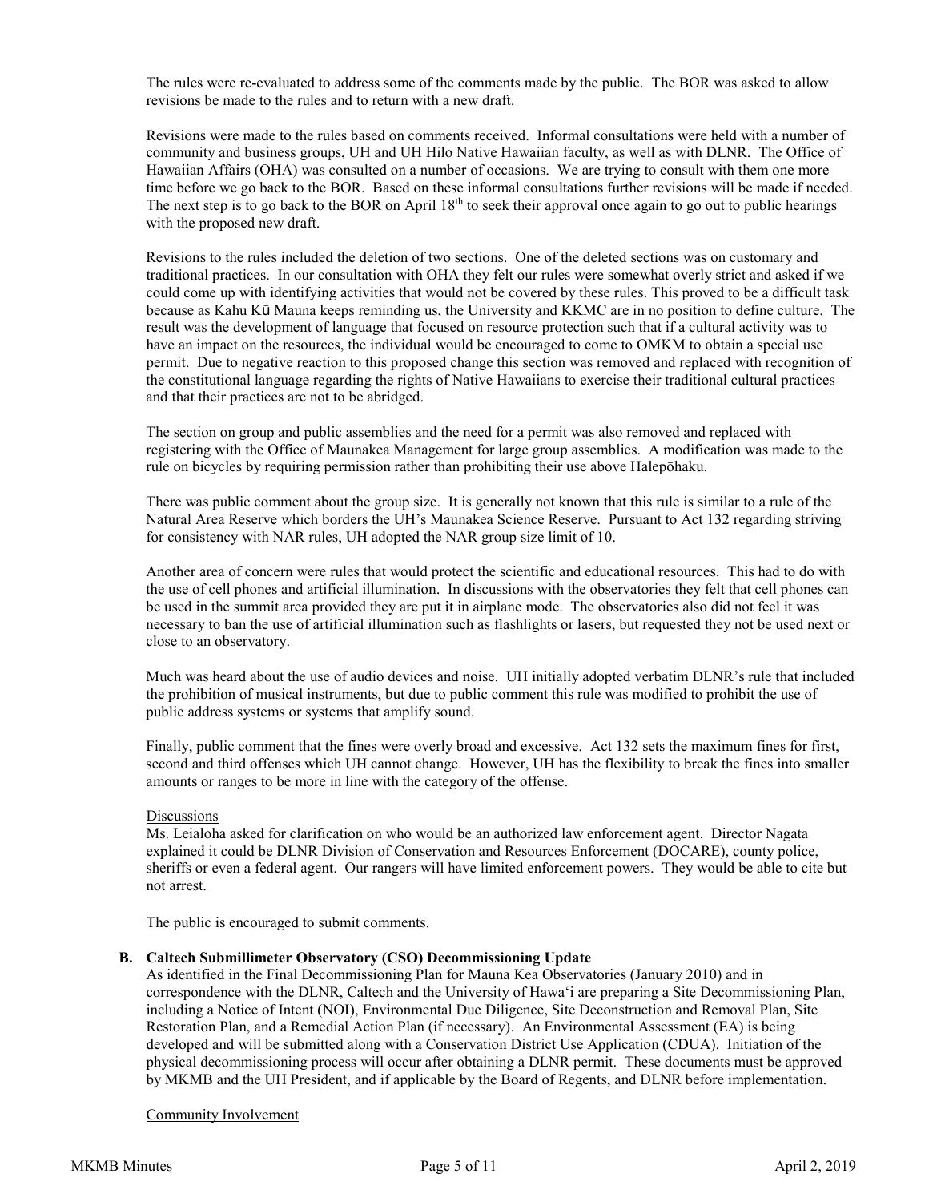The rules were re-evaluated to address some of the comments made by the public. The BOR was asked to allow revisions be made to the rules and to return with a new draft.

Revisions were made to the rules based on comments received. Informal consultations were held with a number of community and business groups, UH and UH Hilo Native Hawaiian faculty, as well as with DLNR. The Office of Hawaiian Affairs (OHA) was consulted on a number of occasions. We are trying to consult with them one more time before we go back to the BOR. Based on these informal consultations further revisions will be made if needed. The next step is to go back to the BOR on April 18th to seek their approval once again to go out to public hearings with the proposed new draft.

Revisions to the rules included the deletion of two sections. One of the deleted sections was on customary and traditional practices. In our consultation with OHA they felt our rules were somewhat overly strict and asked if we could come up with identifying activities that would not be covered by these rules. This proved to be a difficult task because as Kahu Kū Mauna keeps reminding us, the University and KKMC are in no position to define culture. The result was the development of language that focused on resource protection such that if a cultural activity was to have an impact on the resources, the individual would be encouraged to come to OMKM to obtain a special use permit. Due to negative reaction to this proposed change this section was removed and replaced with recognition of the constitutional language regarding the rights of Native Hawaiians to exercise their traditional cultural practices and that their practices are not to be abridged.

The section on group and public assemblies and the need for a permit was also removed and replaced with registering with the Office of Maunakea Management for large group assemblies. A modification was made to the rule on bicycles by requiring permission rather than prohibiting their use above Halepōhaku.

There was public comment about the group size. It is generally not known that this rule is similar to a rule of the Natural Area Reserve which borders the UH's Maunakea Science Reserve. Pursuant to Act 132 regarding striving for consistency with NAR rules, UH adopted the NAR group size limit of 10.

Another area of concern were rules that would protect the scientific and educational resources. This had to do with the use of cell phones and artificial illumination. In discussions with the observatories they felt that cell phones can be used in the summit area provided they are put it in airplane mode. The observatories also did not feel it was necessary to ban the use of artificial illumination such as flashlights or lasers, but requested they not be used next or close to an observatory.

Much was heard about the use of audio devices and noise. UH initially adopted verbatim DLNR's rule that included the prohibition of musical instruments, but due to public comment this rule was modified to prohibit the use of public address systems or systems that amplify sound.

Finally, public comment that the fines were overly broad and excessive. Act 132 sets the maximum fines for first, second and third offenses which UH cannot change. However, UH has the flexibility to break the fines into smaller amounts or ranges to be more in line with the category of the offense.

Discussions

Ms. Leialoha asked for clarification on who would be an authorized law enforcement agent. Director Nagata explained it could be DLNR Division of Conservation and Resources Enforcement (DOCARE), county police, sheriffs or even a federal agent. Our rangers will have limited enforcement powers. They would be able to cite but not arrest.

The public is encouraged to submit comments.

**B. Caltech Submillimeter Observatory (CSO) Decommissioning Update**

As identified in the Final Decommissioning Plan for Mauna Kea Observatories (January 2010) and in correspondence with the DLNR, Caltech and the University of Hawaiʻi are preparing a Site Decommissioning Plan, including a Notice of Intent (NOI), Environmental Due Diligence, Site Deconstruction and Removal Plan, Site Restoration Plan, and a Remedial Action Plan (if necessary). An Environmental Assessment (EA) is being developed and will be submitted along with a Conservation District Use Application (CDUA). Initiation of the physical decommissioning process will occur after obtaining a DLNR permit. These documents must be approved by MKMB and the UH President, and if applicable by the Board of Regents, and DLNR before implementation.

Community Involvement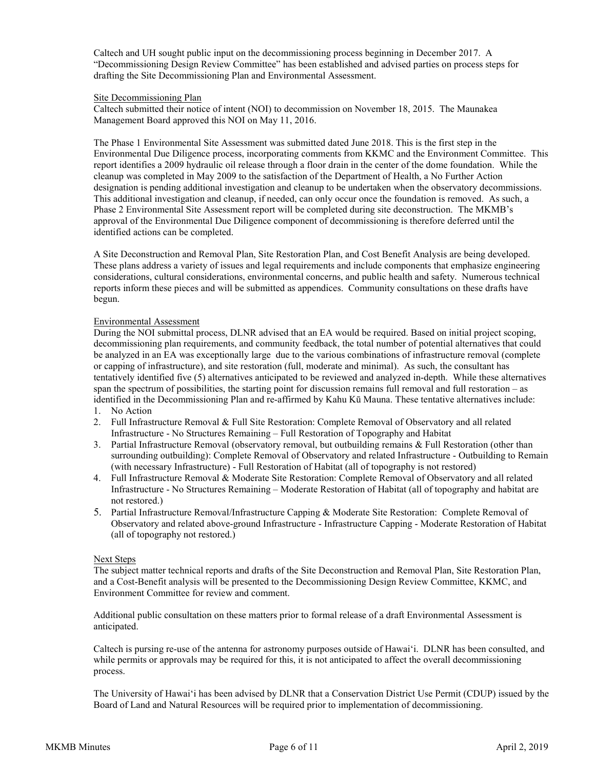Caltech and UH sought public input on the decommissioning process beginning in December 2017. A "Decommissioning Design Review Committee" has been established and advised parties on process steps for drafting the Site Decommissioning Plan and Environmental Assessment.

Site Decommissioning Plan

Caltech submitted their notice of intent (NOI) to decommission on November 18, 2015. The Maunakea Management Board approved this NOI on May 11, 2016.

The Phase 1 Environmental Site Assessment was submitted dated June 2018. This is the first step in the Environmental Due Diligence process, incorporating comments from KKMC and the Environment Committee. This report identifies a 2009 hydraulic oil release through a floor drain in the center of the dome foundation. While the cleanup was completed in May 2009 to the satisfaction of the Department of Health, a No Further Action designation is pending additional investigation and cleanup to be undertaken when the observatory decommissions. This additional investigation and cleanup, if needed, can only occur once the foundation is removed. As such, a Phase 2 Environmental Site Assessment report will be completed during site deconstruction. The MKMB's approval of the Environmental Due Diligence component of decommissioning is therefore deferred until the identified actions can be completed.

A Site Deconstruction and Removal Plan, Site Restoration Plan, and Cost Benefit Analysis are being developed. These plans address a variety of issues and legal requirements and include components that emphasize engineering considerations, cultural considerations, environmental concerns, and public health and safety. Numerous technical reports inform these pieces and will be submitted as appendices. Community consultations on these drafts have begun.

Environmental Assessment

During the NOI submittal process, DLNR advised that an EA would be required. Based on initial project scoping, decommissioning plan requirements, and community feedback, the total number of potential alternatives that could be analyzed in an EA was exceptionally large due to the various combinations of infrastructure removal (complete or capping of infrastructure), and site restoration (full, moderate and minimal). As such, the consultant has tentatively identified five (5) alternatives anticipated to be reviewed and analyzed in-depth. While these alternatives span the spectrum of possibilities, the starting point for discussion remains full removal and full restoration – as identified in the Decommissioning Plan and re-affirmed by Kahu Kū Mauna. These tentative alternatives include:

1. No Action
2. Full Infrastructure Removal & Full Site Restoration: Complete Removal of Observatory and all related Infrastructure - No Structures Remaining – Full Restoration of Topography and Habitat
3. Partial Infrastructure Removal (observatory removal, but outbuilding remains & Full Restoration (other than surrounding outbuilding): Complete Removal of Observatory and related Infrastructure - Outbuilding to Remain (with necessary Infrastructure) - Full Restoration of Habitat (all of topography is not restored)
4. Full Infrastructure Removal & Moderate Site Restoration: Complete Removal of Observatory and all related Infrastructure - No Structures Remaining – Moderate Restoration of Habitat (all of topography and habitat are not restored.)
5. Partial Infrastructure Removal/Infrastructure Capping & Moderate Site Restoration: Complete Removal of Observatory and related above-ground Infrastructure - Infrastructure Capping - Moderate Restoration of Habitat (all of topography not restored.)

Next Steps

The subject matter technical reports and drafts of the Site Deconstruction and Removal Plan, Site Restoration Plan, and a Cost-Benefit analysis will be presented to the Decommissioning Design Review Committee, KKMC, and Environment Committee for review and comment.

Additional public consultation on these matters prior to formal release of a draft Environmental Assessment is anticipated.

Caltech is pursing re-use of the antenna for astronomy purposes outside of Hawai'i. DLNR has been consulted, and while permits or approvals may be required for this, it is not anticipated to affect the overall decommissioning process.

The University of Hawai'i has been advised by DLNR that a Conservation District Use Permit (CDUP) issued by the Board of Land and Natural Resources will be required prior to implementation of decommissioning.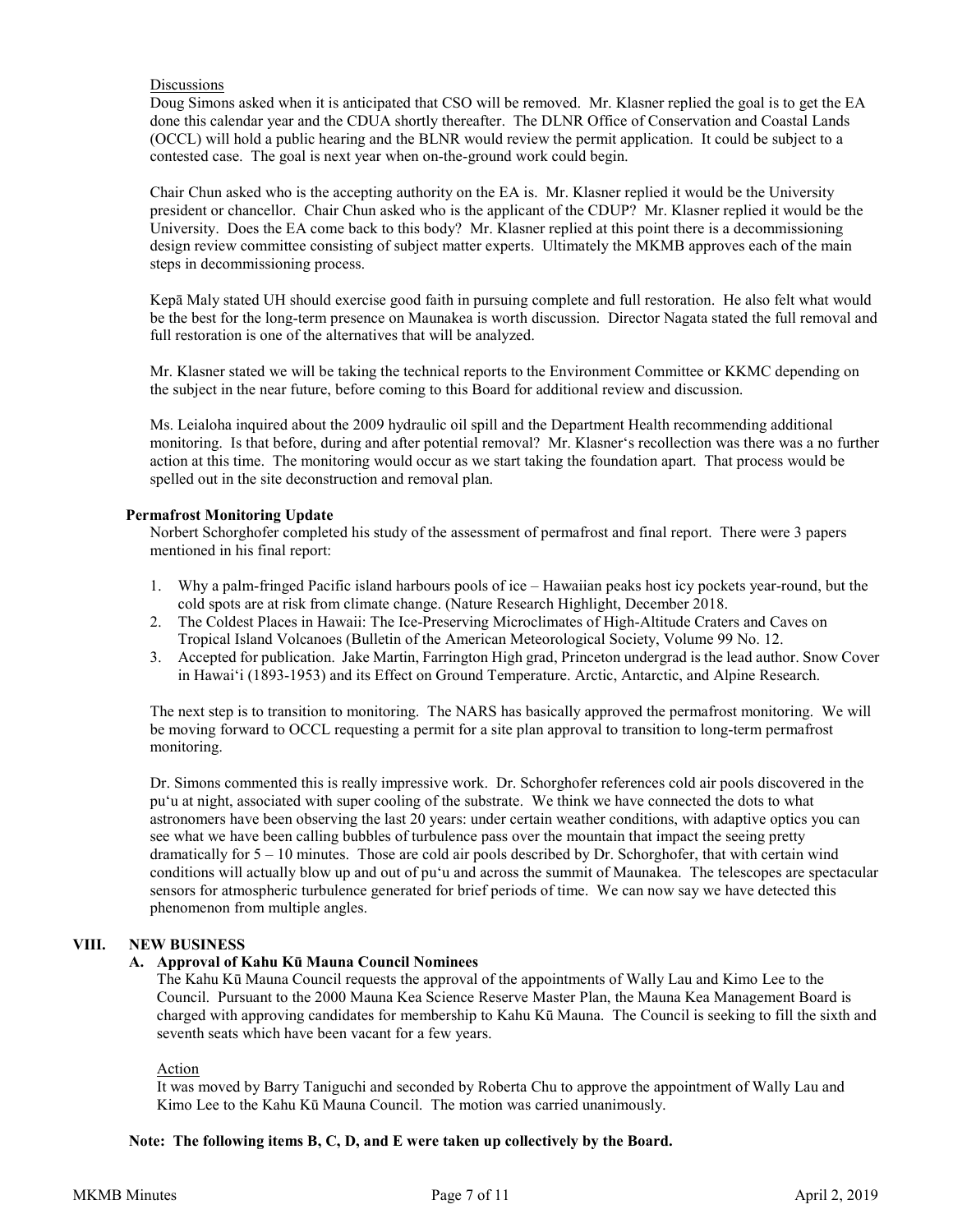Discussions

Doug Simons asked when it is anticipated that CSO will be removed. Mr. Klasner replied the goal is to get the EA done this calendar year and the CDUA shortly thereafter. The DLNR Office of Conservation and Coastal Lands (OCCL) will hold a public hearing and the BLNR would review the permit application. It could be subject to a contested case. The goal is next year when on-the-ground work could begin.

Chair Chun asked who is the accepting authority on the EA is. Mr. Klasner replied it would be the University president or chancellor. Chair Chun asked who is the applicant of the CDUP? Mr. Klasner replied it would be the University. Does the EA come back to this body? Mr. Klasner replied at this point there is a decommissioning design review committee consisting of subject matter experts. Ultimately the MKMB approves each of the main steps in decommissioning process.

Kepā Maly stated UH should exercise good faith in pursuing complete and full restoration. He also felt what would be the best for the long-term presence on Maunakea is worth discussion. Director Nagata stated the full removal and full restoration is one of the alternatives that will be analyzed.

Mr. Klasner stated we will be taking the technical reports to the Environment Committee or KKMC depending on the subject in the near future, before coming to this Board for additional review and discussion.

Ms. Leialoha inquired about the 2009 hydraulic oil spill and the Department Health recommending additional monitoring. Is that before, during and after potential removal? Mr. Klasner's recollection was there was a no further action at this time. The monitoring would occur as we start taking the foundation apart. That process would be spelled out in the site deconstruction and removal plan.

**Permafrost Monitoring Update**

Norbert Schorghofer completed his study of the assessment of permafrost and final report. There were 3 papers mentioned in his final report:

1. Why a palm-fringed Pacific island harbours pools of ice – Hawaiian peaks host icy pockets year-round, but the cold spots are at risk from climate change. (Nature Research Highlight, December 2018.
2. The Coldest Places in Hawaii: The Ice-Preserving Microclimates of High-Altitude Craters and Caves on Tropical Island Volcanoes (Bulletin of the American Meteorological Society, Volume 99 No. 12.
3. Accepted for publication. Jake Martin, Farrington High grad, Princeton undergrad is the lead author. Snow Cover in Hawai'i (1893-1953) and its Effect on Ground Temperature. Arctic, Antarctic, and Alpine Research.

The next step is to transition to monitoring. The NARS has basically approved the permafrost monitoring. We will be moving forward to OCCL requesting a permit for a site plan approval to transition to long-term permafrost monitoring.

Dr. Simons commented this is really impressive work. Dr. Schorghofer references cold air pools discovered in the pu'u at night, associated with super cooling of the substrate. We think we have connected the dots to what astronomers have been observing the last 20 years: under certain weather conditions, with adaptive optics you can see what we have been calling bubbles of turbulence pass over the mountain that impact the seeing pretty dramatically for 5 – 10 minutes. Those are cold air pools described by Dr. Schorghofer, that with certain wind conditions will actually blow up and out of pu'u and across the summit of Maunakea. The telescopes are spectacular sensors for atmospheric turbulence generated for brief periods of time. We can now say we have detected this phenomenon from multiple angles.

## VIII. NEW BUSINESS

### A. Approval of Kahu Kū Mauna Council Nominees

The Kahu Kū Mauna Council requests the approval of the appointments of Wally Lau and Kimo Lee to the Council. Pursuant to the 2000 Mauna Kea Science Reserve Master Plan, the Mauna Kea Management Board is charged with approving candidates for membership to Kahu Kū Mauna. The Council is seeking to fill the sixth and seventh seats which have been vacant for a few years.

Action

It was moved by Barry Taniguchi and seconded by Roberta Chu to approve the appointment of Wally Lau and Kimo Lee to the Kahu Kū Mauna Council. The motion was carried unanimously.

**Note: The following items B, C, D, and E were taken up collectively by the Board.**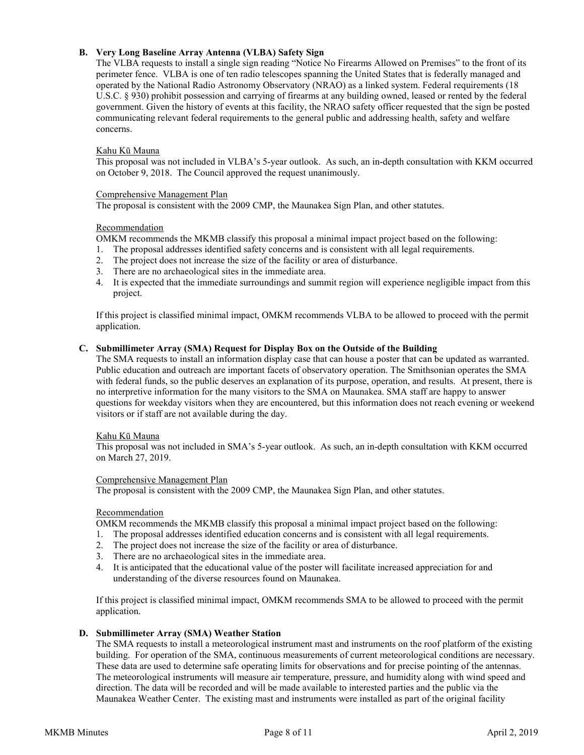**B. Very Long Baseline Array Antenna (VLBA) Safety Sign**

The VLBA requests to install a single sign reading "Notice No Firearms Allowed on Premises" to the front of its perimeter fence. VLBA is one of ten radio telescopes spanning the United States that is federally managed and operated by the National Radio Astronomy Observatory (NRAO) as a linked system. Federal requirements (18 U.S.C. § 930) prohibit possession and carrying of firearms at any building owned, leased or rented by the federal government. Given the history of events at this facility, the NRAO safety officer requested that the sign be posted communicating relevant federal requirements to the general public and addressing health, safety and welfare concerns.

Kahu Kū Mauna

This proposal was not included in VLBA's 5-year outlook. As such, an in-depth consultation with KKM occurred on October 9, 2018. The Council approved the request unanimously.

Comprehensive Management Plan

The proposal is consistent with the 2009 CMP, the Maunakea Sign Plan, and other statutes.

Recommendation

OMKM recommends the MKMB classify this proposal a minimal impact project based on the following:

1. The proposal addresses identified safety concerns and is consistent with all legal requirements.
2. The project does not increase the size of the facility or area of disturbance.
3. There are no archaeological sites in the immediate area.
4. It is expected that the immediate surroundings and summit region will experience negligible impact from this project.

If this project is classified minimal impact, OMKM recommends VLBA to be allowed to proceed with the permit application.

**C. Submillimeter Array (SMA) Request for Display Box on the Outside of the Building**

The SMA requests to install an information display case that can house a poster that can be updated as warranted. Public education and outreach are important facets of observatory operation. The Smithsonian operates the SMA with federal funds, so the public deserves an explanation of its purpose, operation, and results. At present, there is no interpretive information for the many visitors to the SMA on Maunakea. SMA staff are happy to answer questions for weekday visitors when they are encountered, but this information does not reach evening or weekend visitors or if staff are not available during the day.

Kahu Kū Mauna

This proposal was not included in SMA's 5-year outlook. As such, an in-depth consultation with KKM occurred on March 27, 2019.

Comprehensive Management Plan

The proposal is consistent with the 2009 CMP, the Maunakea Sign Plan, and other statutes.

Recommendation

OMKM recommends the MKMB classify this proposal a minimal impact project based on the following:

1. The proposal addresses identified education concerns and is consistent with all legal requirements.
2. The project does not increase the size of the facility or area of disturbance.
3. There are no archaeological sites in the immediate area.
4. It is anticipated that the educational value of the poster will facilitate increased appreciation for and understanding of the diverse resources found on Maunakea.

If this project is classified minimal impact, OMKM recommends SMA to be allowed to proceed with the permit application.

**D. Submillimeter Array (SMA) Weather Station**

The SMA requests to install a meteorological instrument mast and instruments on the roof platform of the existing building. For operation of the SMA, continuous measurements of current meteorological conditions are necessary. These data are used to determine safe operating limits for observations and for precise pointing of the antennas. The meteorological instruments will measure air temperature, pressure, and humidity along with wind speed and direction. The data will be recorded and will be made available to interested parties and the public via the Maunakea Weather Center. The existing mast and instruments were installed as part of the original facility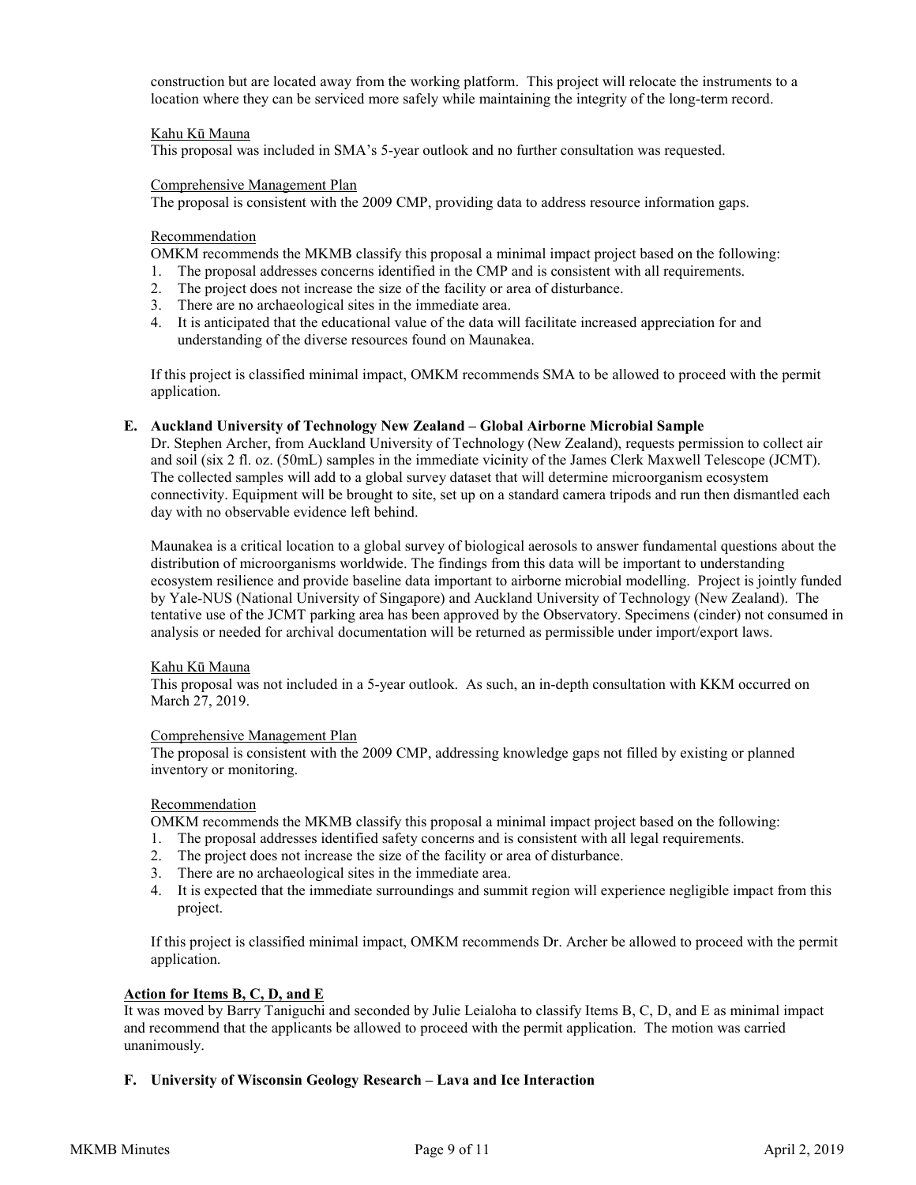construction but are located away from the working platform. This project will relocate the instruments to a location where they can be serviced more safely while maintaining the integrity of the long-term record.

Kahu Kū Mauna

This proposal was included in SMA's 5-year outlook and no further consultation was requested.

Comprehensive Management Plan

The proposal is consistent with the 2009 CMP, providing data to address resource information gaps.

Recommendation

OMKM recommends the MKMB classify this proposal a minimal impact project based on the following:

1. The proposal addresses concerns identified in the CMP and is consistent with all requirements.
2. The project does not increase the size of the facility or area of disturbance.
3. There are no archaeological sites in the immediate area.
4. It is anticipated that the educational value of the data will facilitate increased appreciation for and understanding of the diverse resources found on Maunakea.

If this project is classified minimal impact, OMKM recommends SMA to be allowed to proceed with the permit application.

**E. Auckland University of Technology New Zealand – Global Airborne Microbial Sample**

Dr. Stephen Archer, from Auckland University of Technology (New Zealand), requests permission to collect air and soil (six 2 fl. oz. (50mL) samples in the immediate vicinity of the James Clerk Maxwell Telescope (JCMT). The collected samples will add to a global survey dataset that will determine microorganism ecosystem connectivity. Equipment will be brought to site, set up on a standard camera tripods and run then dismantled each day with no observable evidence left behind.

Maunakea is a critical location to a global survey of biological aerosols to answer fundamental questions about the distribution of microorganisms worldwide. The findings from this data will be important to understanding ecosystem resilience and provide baseline data important to airborne microbial modelling. Project is jointly funded by Yale-NUS (National University of Singapore) and Auckland University of Technology (New Zealand). The tentative use of the JCMT parking area has been approved by the Observatory. Specimens (cinder) not consumed in analysis or needed for archival documentation will be returned as permissible under import/export laws.

Kahu Kū Mauna

This proposal was not included in a 5-year outlook. As such, an in-depth consultation with KKM occurred on March 27, 2019.

Comprehensive Management Plan

The proposal is consistent with the 2009 CMP, addressing knowledge gaps not filled by existing or planned inventory or monitoring.

Recommendation

OMKM recommends the MKMB classify this proposal a minimal impact project based on the following:

1. The proposal addresses identified safety concerns and is consistent with all legal requirements.
2. The project does not increase the size of the facility or area of disturbance.
3. There are no archaeological sites in the immediate area.
4. It is expected that the immediate surroundings and summit region will experience negligible impact from this project.

If this project is classified minimal impact, OMKM recommends Dr. Archer be allowed to proceed with the permit application.

**Action for Items B, C, D, and E**

It was moved by Barry Taniguchi and seconded by Julie Leialoha to classify Items B, C, D, and E as minimal impact and recommend that the applicants be allowed to proceed with the permit application. The motion was carried unanimously.

**F. University of Wisconsin Geology Research – Lava and Ice Interaction**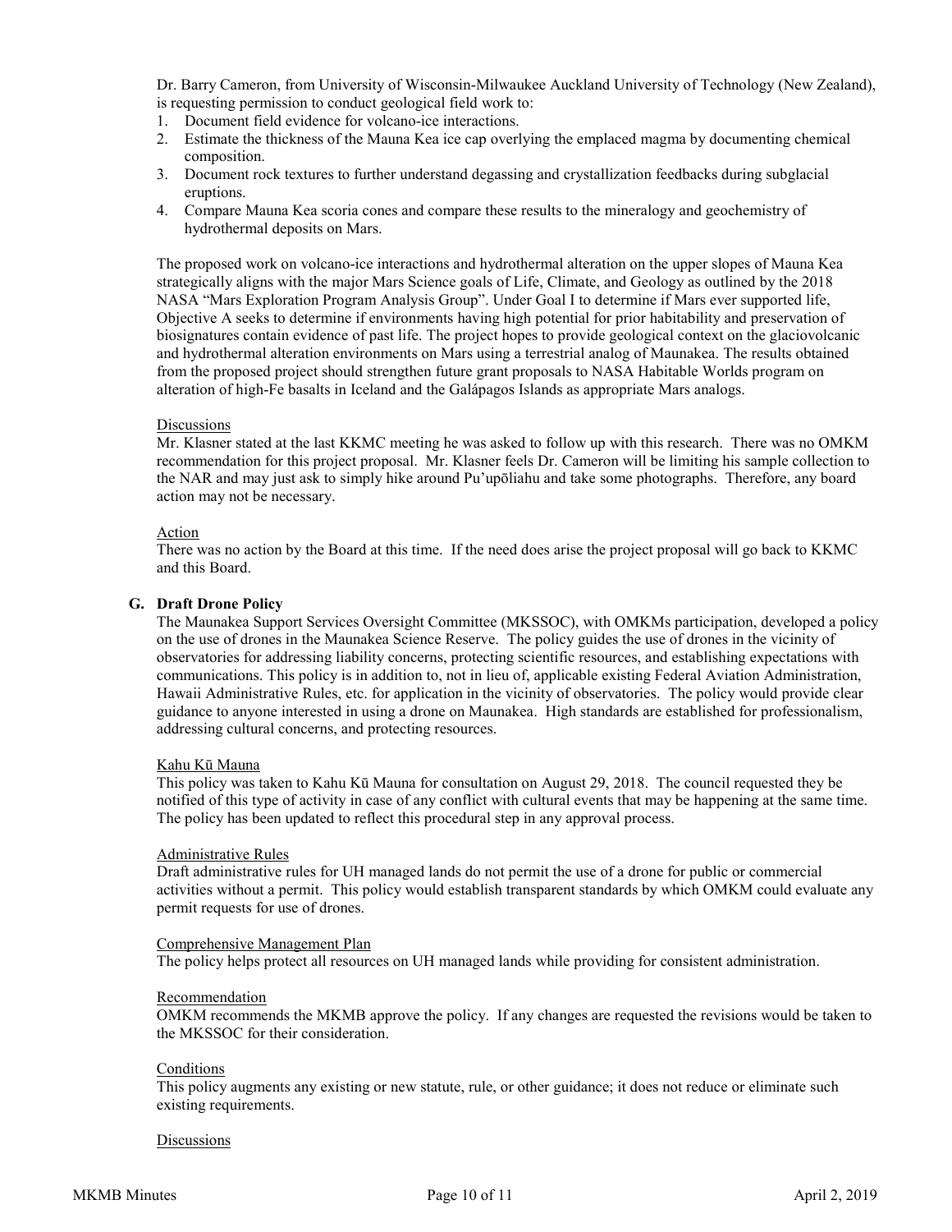Dr. Barry Cameron, from University of Wisconsin-Milwaukee Auckland University of Technology (New Zealand), is requesting permission to conduct geological field work to:

1. Document field evidence for volcano-ice interactions.
2. Estimate the thickness of the Mauna Kea ice cap overlying the emplaced magma by documenting chemical composition.
3. Document rock textures to further understand degassing and crystallization feedbacks during subglacial eruptions.
4. Compare Mauna Kea scoria cones and compare these results to the mineralogy and geochemistry of hydrothermal deposits on Mars.

The proposed work on volcano-ice interactions and hydrothermal alteration on the upper slopes of Mauna Kea strategically aligns with the major Mars Science goals of Life, Climate, and Geology as outlined by the 2018 NASA "Mars Exploration Program Analysis Group". Under Goal I to determine if Mars ever supported life, Objective A seeks to determine if environments having high potential for prior habitability and preservation of biosignatures contain evidence of past life. The project hopes to provide geological context on the glaciovolcanic and hydrothermal alteration environments on Mars using a terrestrial analog of Maunakea. The results obtained from the proposed project should strengthen future grant proposals to NASA Habitable Worlds program on alteration of high-Fe basalts in Iceland and the Galápagos Islands as appropriate Mars analogs.

Discussions

Mr. Klasner stated at the last KKMC meeting he was asked to follow up with this research. There was no OMKM recommendation for this project proposal. Mr. Klasner feels Dr. Cameron will be limiting his sample collection to the NAR and may just ask to simply hike around Pu'upōliahu and take some photographs. Therefore, any board action may not be necessary.

Action

There was no action by the Board at this time. If the need does arise the project proposal will go back to KKMC and this Board.

**G. Draft Drone Policy**

The Maunakea Support Services Oversight Committee (MKSSOC), with OMKMs participation, developed a policy on the use of drones in the Maunakea Science Reserve. The policy guides the use of drones in the vicinity of observatories for addressing liability concerns, protecting scientific resources, and establishing expectations with communications. This policy is in addition to, not in lieu of, applicable existing Federal Aviation Administration, Hawaii Administrative Rules, etc. for application in the vicinity of observatories. The policy would provide clear guidance to anyone interested in using a drone on Maunakea. High standards are established for professionalism, addressing cultural concerns, and protecting resources.

Kahu Kū Mauna

This policy was taken to Kahu Kū Mauna for consultation on August 29, 2018. The council requested they be notified of this type of activity in case of any conflict with cultural events that may be happening at the same time. The policy has been updated to reflect this procedural step in any approval process.

Administrative Rules

Draft administrative rules for UH managed lands do not permit the use of a drone for public or commercial activities without a permit. This policy would establish transparent standards by which OMKM could evaluate any permit requests for use of drones.

Comprehensive Management Plan

The policy helps protect all resources on UH managed lands while providing for consistent administration.

Recommendation

OMKM recommends the MKMB approve the policy. If any changes are requested the revisions would be taken to the MKSSOC for their consideration.

Conditions

This policy augments any existing or new statute, rule, or other guidance; it does not reduce or eliminate such existing requirements.

Discussions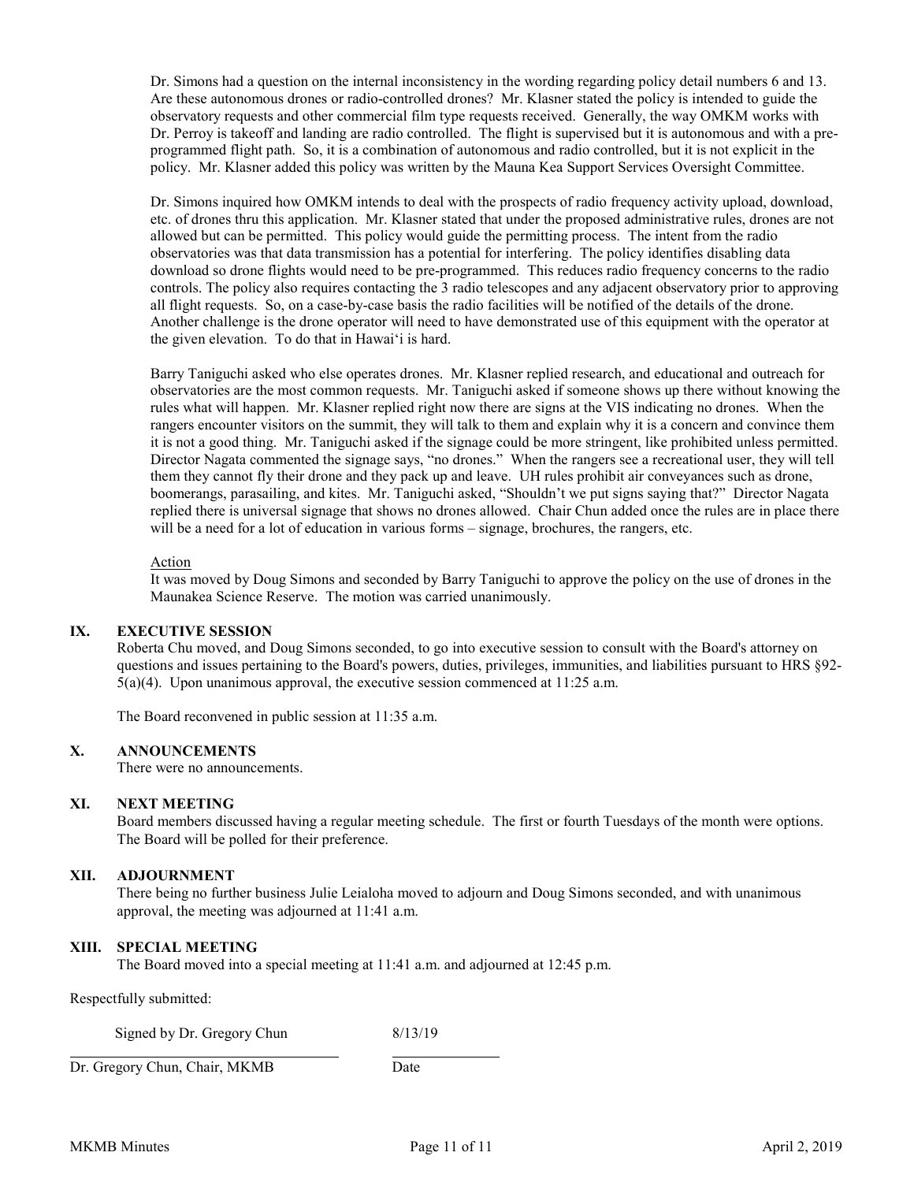Dr. Simons had a question on the internal inconsistency in the wording regarding policy detail numbers 6 and 13. Are these autonomous drones or radio-controlled drones? Mr. Klasner stated the policy is intended to guide the observatory requests and other commercial film type requests received. Generally, the way OMKM works with Dr. Perroy is takeoff and landing are radio controlled. The flight is supervised but it is autonomous and with a pre-programmed flight path. So, it is a combination of autonomous and radio controlled, but it is not explicit in the policy. Mr. Klasner added this policy was written by the Mauna Kea Support Services Oversight Committee.

Dr. Simons inquired how OMKM intends to deal with the prospects of radio frequency activity upload, download, etc. of drones thru this application. Mr. Klasner stated that under the proposed administrative rules, drones are not allowed but can be permitted. This policy would guide the permitting process. The intent from the radio observatories was that data transmission has a potential for interfering. The policy identifies disabling data download so drone flights would need to be pre-programmed. This reduces radio frequency concerns to the radio controls. The policy also requires contacting the 3 radio telescopes and any adjacent observatory prior to approving all flight requests. So, on a case-by-case basis the radio facilities will be notified of the details of the drone. Another challenge is the drone operator will need to have demonstrated use of this equipment with the operator at the given elevation. To do that in Hawai'i is hard.

Barry Taniguchi asked who else operates drones. Mr. Klasner replied research, and educational and outreach for observatories are the most common requests. Mr. Taniguchi asked if someone shows up there without knowing the rules what will happen. Mr. Klasner replied right now there are signs at the VIS indicating no drones. When the rangers encounter visitors on the summit, they will talk to them and explain why it is a concern and convince them it is not a good thing. Mr. Taniguchi asked if the signage could be more stringent, like prohibited unless permitted. Director Nagata commented the signage says, "no drones." When the rangers see a recreational user, they will tell them they cannot fly their drone and they pack up and leave. UH rules prohibit air conveyances such as drone, boomerangs, parasailing, and kites. Mr. Taniguchi asked, "Shouldn't we put signs saying that?" Director Nagata replied there is universal signage that shows no drones allowed. Chair Chun added once the rules are in place there will be a need for a lot of education in various forms – signage, brochures, the rangers, etc.

Action
It was moved by Doug Simons and seconded by Barry Taniguchi to approve the policy on the use of drones in the Maunakea Science Reserve. The motion was carried unanimously.

## IX. EXECUTIVE SESSION

Roberta Chu moved, and Doug Simons seconded, to go into executive session to consult with the Board's attorney on questions and issues pertaining to the Board's powers, duties, privileges, immunities, and liabilities pursuant to HRS §92-5(a)(4). Upon unanimous approval, the executive session commenced at 11:25 a.m.

The Board reconvened in public session at 11:35 a.m.

## X. ANNOUNCEMENTS

There were no announcements.

## XI. NEXT MEETING

Board members discussed having a regular meeting schedule. The first or fourth Tuesdays of the month were options. The Board will be polled for their preference.

## XII. ADJOURNMENT

There being no further business Julie Leialoha moved to adjourn and Doug Simons seconded, and with unanimous approval, the meeting was adjourned at 11:41 a.m.

## XIII. SPECIAL MEETING

The Board moved into a special meeting at 11:41 a.m. and adjourned at 12:45 p.m.

Respectfully submitted:

Signed by Dr. Gregory Chun &nbsp;&nbsp;&nbsp;&nbsp; 8/13/19

Dr. Gregory Chun, Chair, MKMB &nbsp;&nbsp;&nbsp;&nbsp; Date